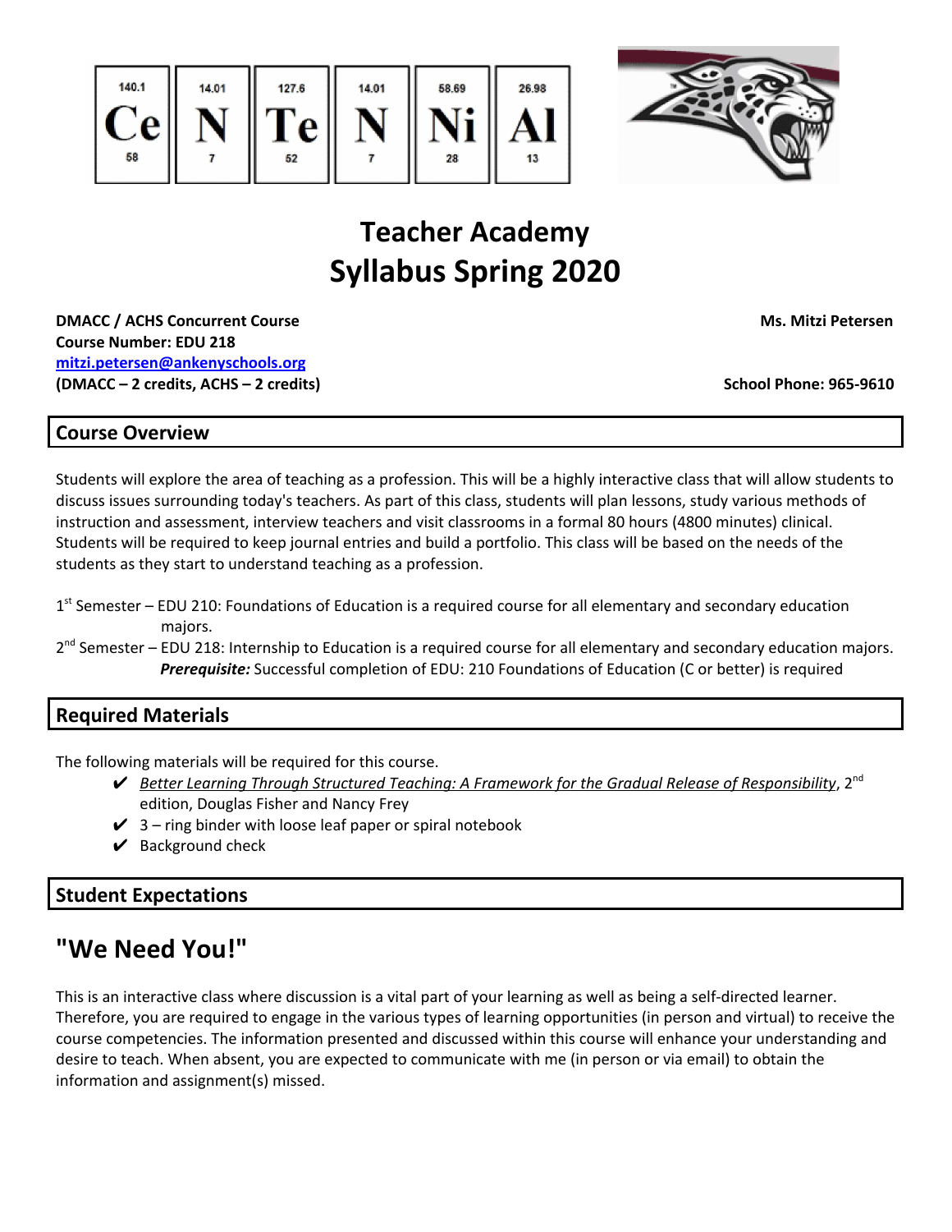# Teacher Academy
# Syllabus Spring 2020

**DMACC / ACHS Concurrent Course** **Ms. Mitzi Petersen**
**Course Number: EDU 218**
**[mitzi.petersen@ankenyschools.org](mailto:mitzi.petersen@ankenyschools.org)**
**(DMACC – 2 credits, ACHS – 2 credits)** **School Phone: 965-9610**

## Course Overview

Students will explore the area of teaching as a profession. This will be a highly interactive class that will allow students to discuss issues surrounding today's teachers. As part of this class, students will plan lessons, study various methods of instruction and assessment, interview teachers and visit classrooms in a formal 80 hours (4800 minutes) clinical. Students will be required to keep journal entries and build a portfolio. This class will be based on the needs of the students as they start to understand teaching as a profession.

1st Semester – EDU 210: Foundations of Education is a required course for all elementary and secondary education majors.

2nd Semester – EDU 218: Internship to Education is a required course for all elementary and secondary education majors. ***Prerequisite:*** Successful completion of EDU: 210 Foundations of Education (C or better) is required

## Required Materials

The following materials will be required for this course.

- ✔ *Better Learning Through Structured Teaching: A Framework for the Gradual Release of Responsibility*, 2nd edition, Douglas Fisher and Nancy Frey
- ✔ 3 – ring binder with loose leaf paper or spiral notebook
- ✔ Background check

## Student Expectations

## "We Need You!"

This is an interactive class where discussion is a vital part of your learning as well as being a self-directed learner. Therefore, you are required to engage in the various types of learning opportunities (in person and virtual) to receive the course competencies. The information presented and discussed within this course will enhance your understanding and desire to teach. When absent, you are expected to communicate with me (in person or via email) to obtain the information and assignment(s) missed.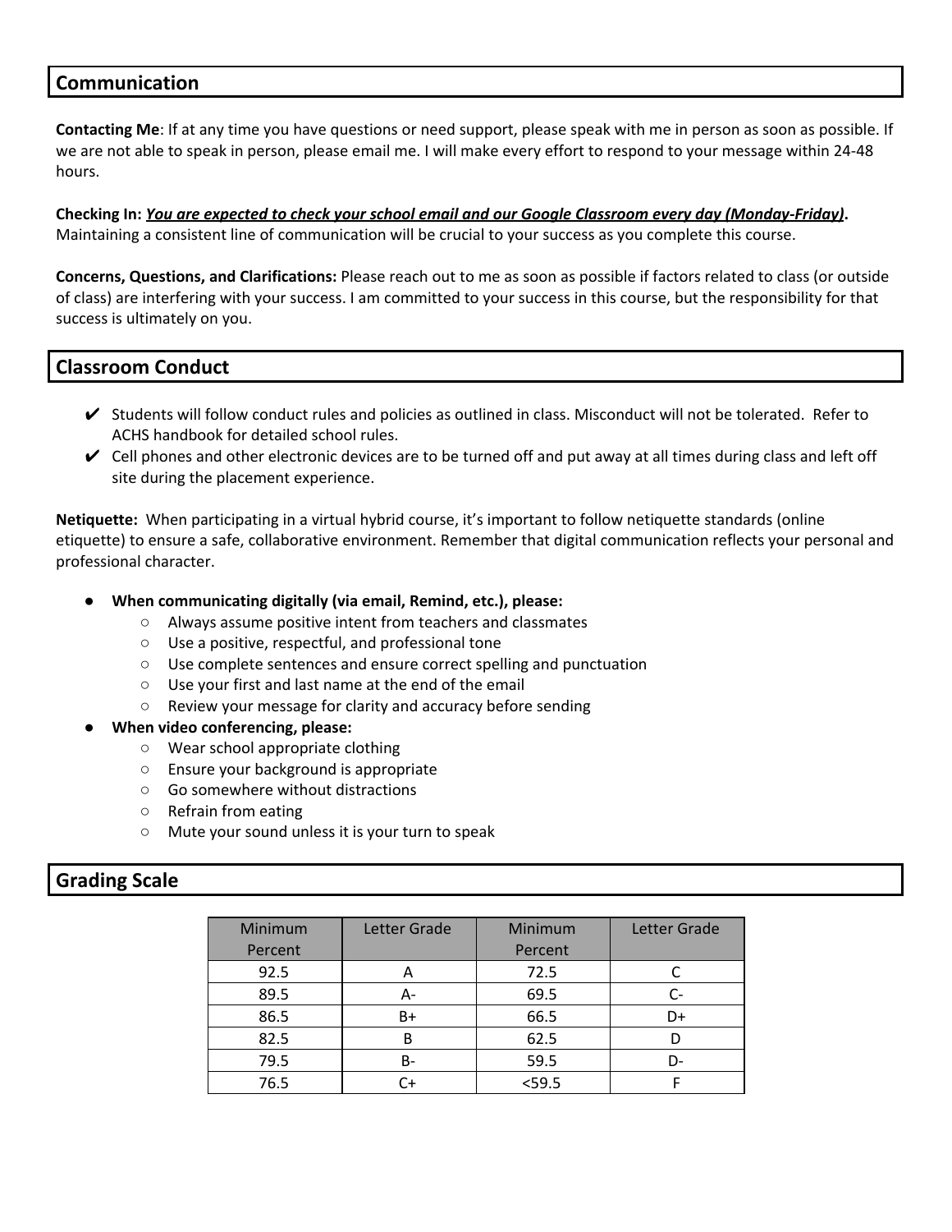## Communication

**Contacting Me**: If at any time you have questions or need support, please speak with me in person as soon as possible. If we are not able to speak in person, please email me. I will make every effort to respond to your message within 24-48 hours.

**Checking In: *<u>You are expected to check your school email and our Google Classroom every day (Monday-Friday)</u>*.** Maintaining a consistent line of communication will be crucial to your success as you complete this course.

**Concerns, Questions, and Clarifications:** Please reach out to me as soon as possible if factors related to class (or outside of class) are interfering with your success. I am committed to your success in this course, but the responsibility for that success is ultimately on you.

## Classroom Conduct

- ✔ Students will follow conduct rules and policies as outlined in class. Misconduct will not be tolerated. Refer to ACHS handbook for detailed school rules.
- ✔ Cell phones and other electronic devices are to be turned off and put away at all times during class and left off site during the placement experience.

**Netiquette:** When participating in a virtual hybrid course, it's important to follow netiquette standards (online etiquette) to ensure a safe, collaborative environment. Remember that digital communication reflects your personal and professional character.

- **When communicating digitally (via email, Remind, etc.), please:**
  - Always assume positive intent from teachers and classmates
  - Use a positive, respectful, and professional tone
  - Use complete sentences and ensure correct spelling and punctuation
  - Use your first and last name at the end of the email
  - Review your message for clarity and accuracy before sending
- **When video conferencing, please:**
  - Wear school appropriate clothing
  - Ensure your background is appropriate
  - Go somewhere without distractions
  - Refrain from eating
  - Mute your sound unless it is your turn to speak

## Grading Scale

| Minimum Percent | Letter Grade | Minimum Percent | Letter Grade |
|---|---|---|---|
| 92.5 | A | 72.5 | C |
| 89.5 | A- | 69.5 | C- |
| 86.5 | B+ | 66.5 | D+ |
| 82.5 | B | 62.5 | D |
| 79.5 | B- | 59.5 | D- |
| 76.5 | C+ | <59.5 | F |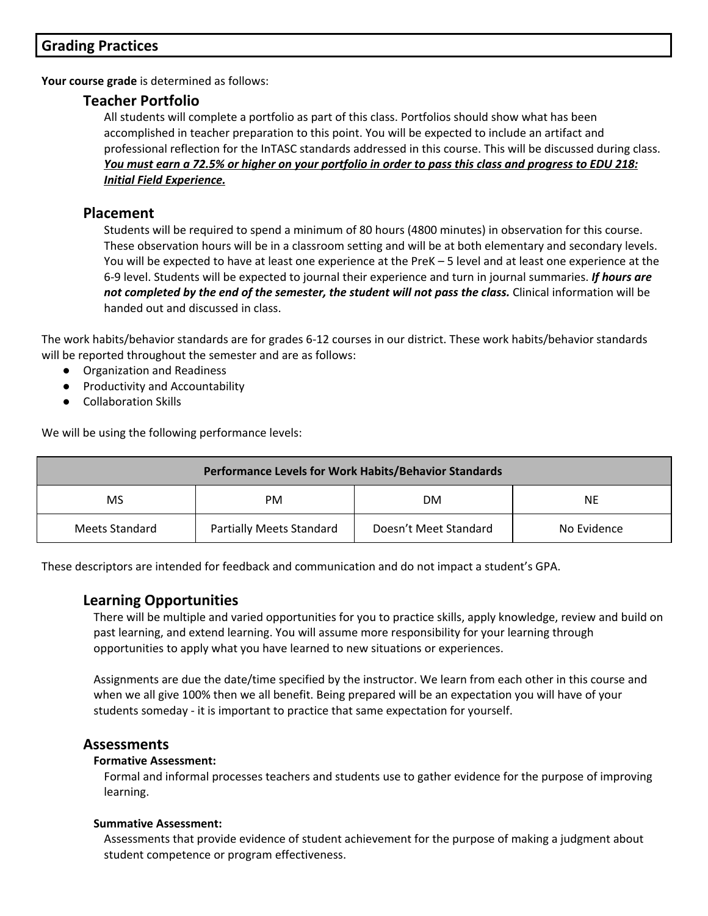## Grading Practices

**Your course grade** is determined as follows:

### Teacher Portfolio

All students will complete a portfolio as part of this class. Portfolios should show what has been accomplished in teacher preparation to this point. You will be expected to include an artifact and professional reflection for the InTASC standards addressed in this course. This will be discussed during class. ***<u>You must earn a 72.5% or higher on your portfolio in order to pass this class and progress to EDU 218: Initial Field Experience.</u>***

### Placement

Students will be required to spend a minimum of 80 hours (4800 minutes) in observation for this course. These observation hours will be in a classroom setting and will be at both elementary and secondary levels. You will be expected to have at least one experience at the PreK – 5 level and at least one experience at the 6-9 level. Students will be expected to journal their experience and turn in journal summaries. ***If hours are not completed by the end of the semester, the student will not pass the class.*** Clinical information will be handed out and discussed in class.

The work habits/behavior standards are for grades 6-12 courses in our district. These work habits/behavior standards will be reported throughout the semester and are as follows:

- Organization and Readiness
- Productivity and Accountability
- Collaboration Skills

We will be using the following performance levels:

| Performance Levels for Work Habits/Behavior Standards | | | |
|---|---|---|---|
| MS | PM | DM | NE |
| Meets Standard | Partially Meets Standard | Doesn't Meet Standard | No Evidence |

These descriptors are intended for feedback and communication and do not impact a student's GPA.

### Learning Opportunities

There will be multiple and varied opportunities for you to practice skills, apply knowledge, review and build on past learning, and extend learning. You will assume more responsibility for your learning through opportunities to apply what you have learned to new situations or experiences.

Assignments are due the date/time specified by the instructor. We learn from each other in this course and when we all give 100% then we all benefit. Being prepared will be an expectation you will have of your students someday - it is important to practice that same expectation for yourself.

### Assessments

**Formative Assessment:**

Formal and informal processes teachers and students use to gather evidence for the purpose of improving learning.

**Summative Assessment:**

Assessments that provide evidence of student achievement for the purpose of making a judgment about student competence or program effectiveness.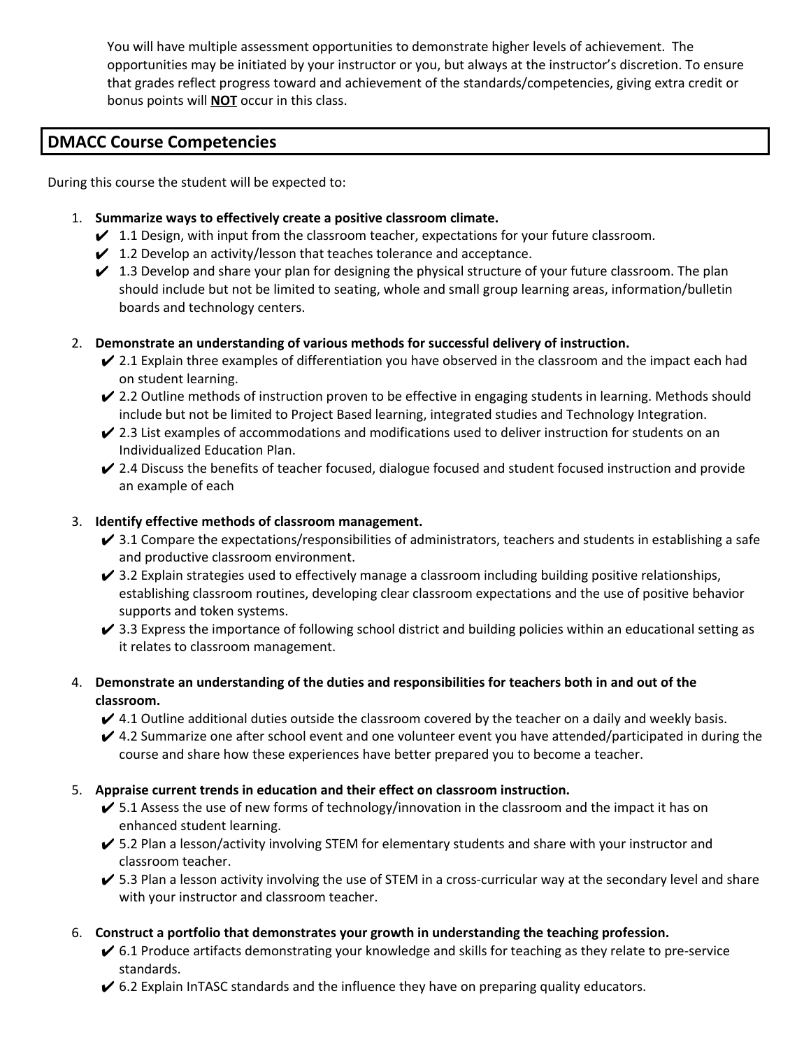You will have multiple assessment opportunities to demonstrate higher levels of achievement. The opportunities may be initiated by your instructor or you, but always at the instructor's discretion. To ensure that grades reflect progress toward and achievement of the standards/competencies, giving extra credit or bonus points will **NOT** occur in this class.

## DMACC Course Competencies

During this course the student will be expected to:

1. **Summarize ways to effectively create a positive classroom climate.**
   - ✔ 1.1 Design, with input from the classroom teacher, expectations for your future classroom.
   - ✔ 1.2 Develop an activity/lesson that teaches tolerance and acceptance.
   - ✔ 1.3 Develop and share your plan for designing the physical structure of your future classroom. The plan should include but not be limited to seating, whole and small group learning areas, information/bulletin boards and technology centers.

2. **Demonstrate an understanding of various methods for successful delivery of instruction.**
   - ✔ 2.1 Explain three examples of differentiation you have observed in the classroom and the impact each had on student learning.
   - ✔ 2.2 Outline methods of instruction proven to be effective in engaging students in learning. Methods should include but not be limited to Project Based learning, integrated studies and Technology Integration.
   - ✔ 2.3 List examples of accommodations and modifications used to deliver instruction for students on an Individualized Education Plan.
   - ✔ 2.4 Discuss the benefits of teacher focused, dialogue focused and student focused instruction and provide an example of each

3. **Identify effective methods of classroom management.**
   - ✔ 3.1 Compare the expectations/responsibilities of administrators, teachers and students in establishing a safe and productive classroom environment.
   - ✔ 3.2 Explain strategies used to effectively manage a classroom including building positive relationships, establishing classroom routines, developing clear classroom expectations and the use of positive behavior supports and token systems.
   - ✔ 3.3 Express the importance of following school district and building policies within an educational setting as it relates to classroom management.

4. **Demonstrate an understanding of the duties and responsibilities for teachers both in and out of the classroom.**
   - ✔ 4.1 Outline additional duties outside the classroom covered by the teacher on a daily and weekly basis.
   - ✔ 4.2 Summarize one after school event and one volunteer event you have attended/participated in during the course and share how these experiences have better prepared you to become a teacher.

5. **Appraise current trends in education and their effect on classroom instruction.**
   - ✔ 5.1 Assess the use of new forms of technology/innovation in the classroom and the impact it has on enhanced student learning.
   - ✔ 5.2 Plan a lesson/activity involving STEM for elementary students and share with your instructor and classroom teacher.
   - ✔ 5.3 Plan a lesson activity involving the use of STEM in a cross-curricular way at the secondary level and share with your instructor and classroom teacher.

6. **Construct a portfolio that demonstrates your growth in understanding the teaching profession.**
   - ✔ 6.1 Produce artifacts demonstrating your knowledge and skills for teaching as they relate to pre-service standards.
   - ✔ 6.2 Explain InTASC standards and the influence they have on preparing quality educators.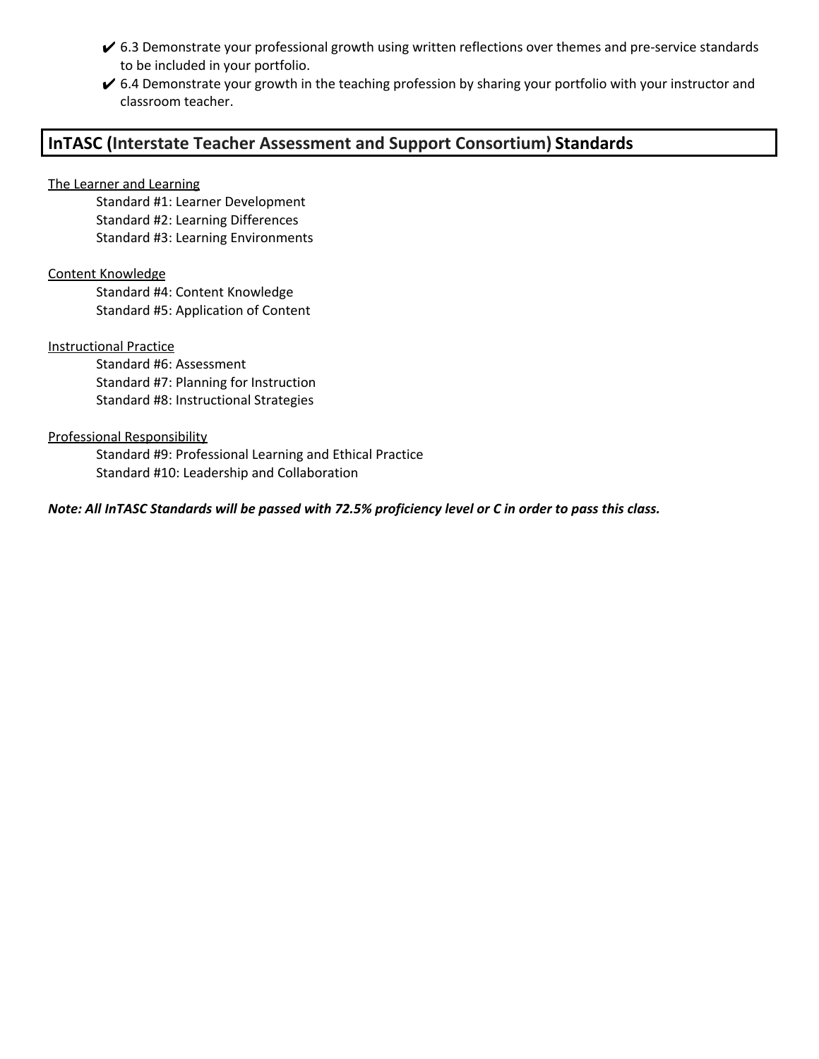- ✔ 6.3 Demonstrate your professional growth using written reflections over themes and pre-service standards to be included in your portfolio.
- ✔ 6.4 Demonstrate your growth in the teaching profession by sharing your portfolio with your instructor and classroom teacher.

## InTASC (Interstate Teacher Assessment and Support Consortium) Standards

The Learner and Learning

- Standard #1: Learner Development
- Standard #2: Learning Differences
- Standard #3: Learning Environments

Content Knowledge

- Standard #4: Content Knowledge
- Standard #5: Application of Content

Instructional Practice

- Standard #6: Assessment
- Standard #7: Planning for Instruction
- Standard #8: Instructional Strategies

Professional Responsibility

- Standard #9: Professional Learning and Ethical Practice
- Standard #10: Leadership and Collaboration

***Note: All InTASC Standards will be passed with 72.5% proficiency level or C in order to pass this class.***